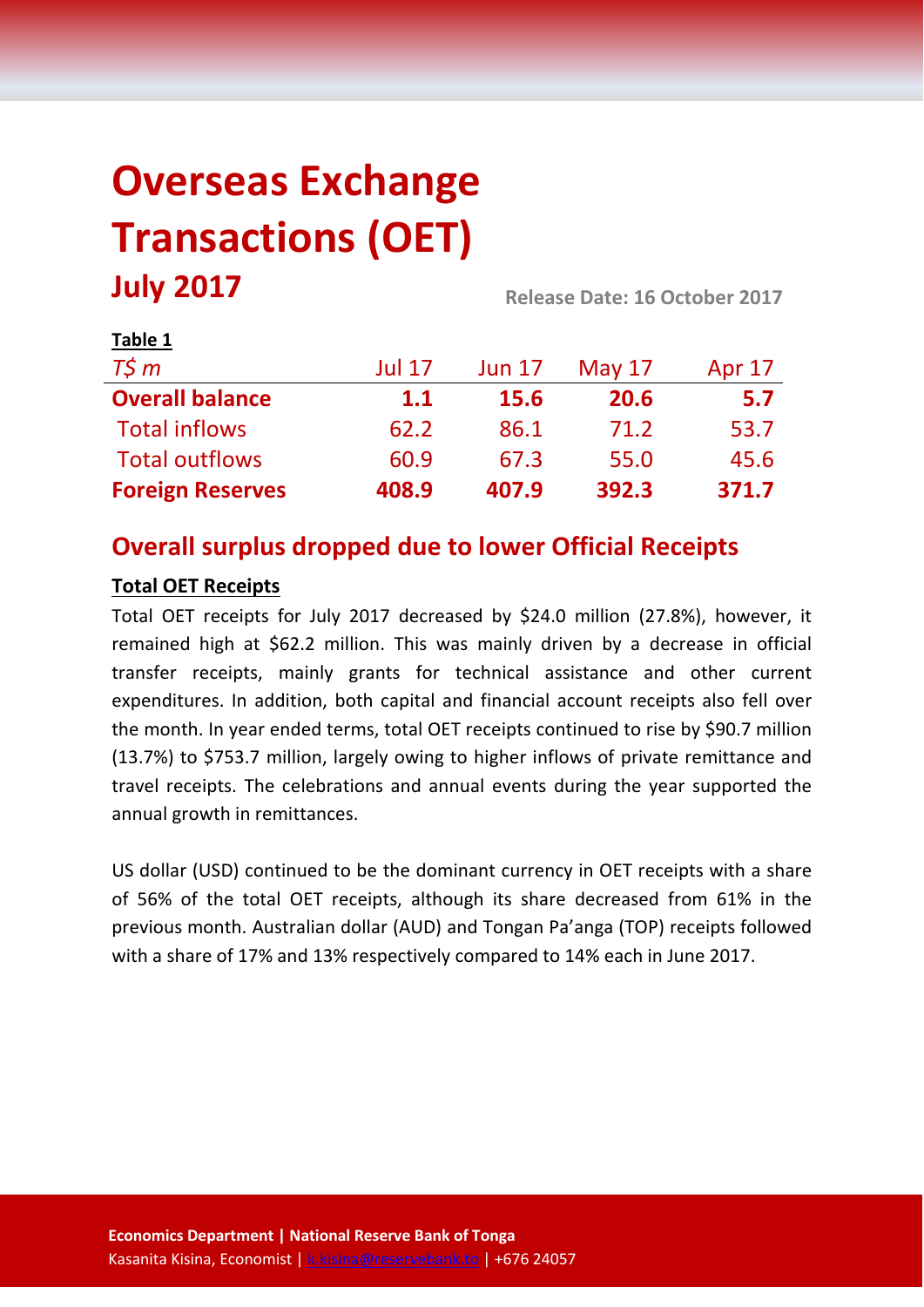# Overseas Exchange Transactions (OET)

## July 2017

**Release Date: 16 October 2017**

**Table 1**

| *T$ m* | Jul 17 | Jun 17 | May 17 | Apr 17 |
|---|---|---|---|---|
| **Overall balance** | **1.1** | **15.6** | **20.6** | **5.7** |
| Total inflows | 62.2 | 86.1 | 71.2 | 53.7 |
| Total outflows | 60.9 | 67.3 | 55.0 | 45.6 |
| **Foreign Reserves** | **408.9** | **407.9** | **392.3** | **371.7** |

## Overall surplus dropped due to lower Official Receipts

**Total OET Receipts**

Total OET receipts for July 2017 decreased by $24.0 million (27.8%), however, it remained high at $62.2 million. This was mainly driven by a decrease in official transfer receipts, mainly grants for technical assistance and other current expenditures. In addition, both capital and financial account receipts also fell over the month. In year ended terms, total OET receipts continued to rise by $90.7 million (13.7%) to $753.7 million, largely owing to higher inflows of private remittance and travel receipts. The celebrations and annual events during the year supported the annual growth in remittances.

US dollar (USD) continued to be the dominant currency in OET receipts with a share of 56% of the total OET receipts, although its share decreased from 61% in the previous month. Australian dollar (AUD) and Tongan Pa'anga (TOP) receipts followed with a share of 17% and 13% respectively compared to 14% each in June 2017.

**Economics Department | National Reserve Bank of Tonga**
Kasanita Kisina, Economist | k.kisina@reservebank.to | +676 24057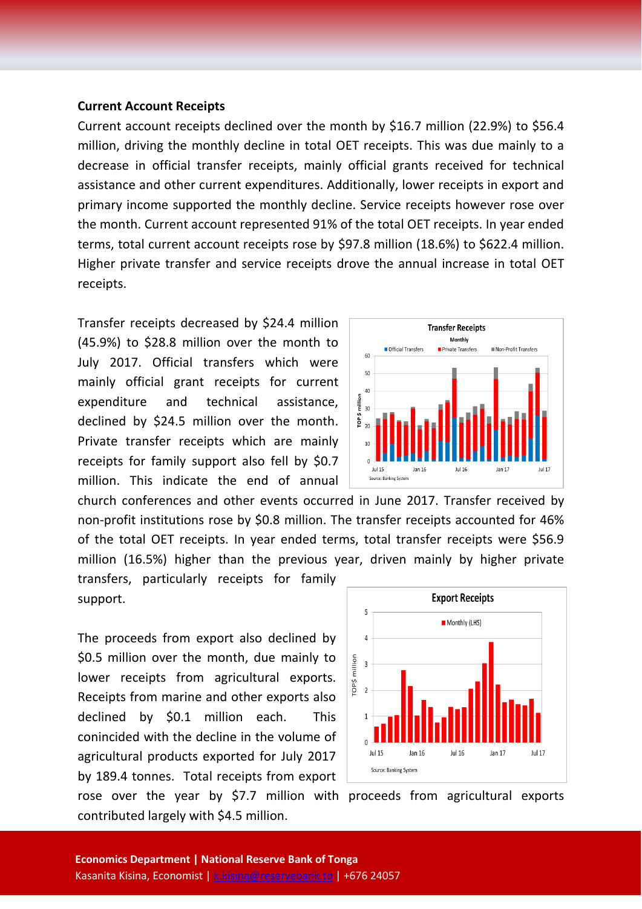**Current Account Receipts**

Current account receipts declined over the month by $16.7 million (22.9%) to $56.4 million, driving the monthly decline in total OET receipts. This was due mainly to a decrease in official transfer receipts, mainly official grants received for technical assistance and other current expenditures. Additionally, lower receipts in export and primary income supported the monthly decline. Service receipts however rose over the month. Current account represented 91% of the total OET receipts. In year ended terms, total current account receipts rose by $97.8 million (18.6%) to $622.4 million. Higher private transfer and service receipts drove the annual increase in total OET receipts.

Transfer receipts decreased by $24.4 million (45.9%) to $28.8 million over the month to July 2017. Official transfers which were mainly official grant receipts for current expenditure and technical assistance, declined by $24.5 million over the month. Private transfer receipts which are mainly receipts for family support also fell by $0.7 million. This indicate the end of annual church conferences and other events occurred in June 2017. Transfer received by non-profit institutions rose by $0.8 million. The transfer receipts accounted for 46% of the total OET receipts. In year ended terms, total transfer receipts were $56.9 million (16.5%) higher than the previous year, driven mainly by higher private transfers, particularly receipts for family support.

The proceeds from export also declined by $0.5 million over the month, due mainly to lower receipts from agricultural exports. Receipts from marine and other exports also declined by $0.1 million each. This conincided with the decline in the volume of agricultural products exported for July 2017 by 189.4 tonnes. Total receipts from export rose over the year by $7.7 million with proceeds from agricultural exports contributed largely with $4.5 million.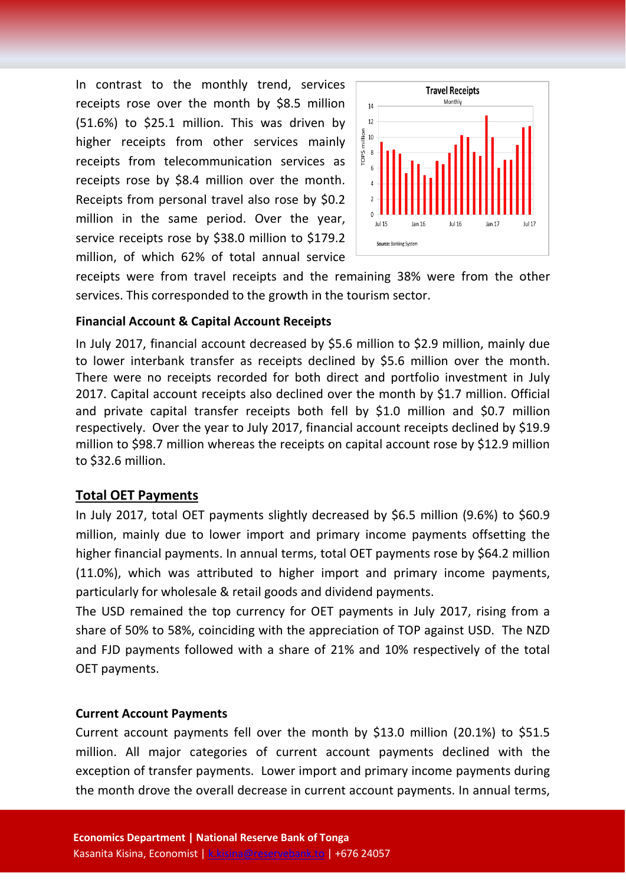In contrast to the monthly trend, services receipts rose over the month by $8.5 million (51.6%) to $25.1 million. This was driven by higher receipts from other services mainly receipts from telecommunication services as receipts rose by $8.4 million over the month. Receipts from personal travel also rose by $0.2 million in the same period. Over the year, service receipts rose by $38.0 million to $179.2 million, of which 62% of total annual service receipts were from travel receipts and the remaining 38% were from the other services. This corresponded to the growth in the tourism sector.

**Financial Account & Capital Account Receipts**

In July 2017, financial account decreased by $5.6 million to $2.9 million, mainly due to lower interbank transfer as receipts declined by $5.6 million over the month. There were no receipts recorded for both direct and portfolio investment in July 2017. Capital account receipts also declined over the month by $1.7 million. Official and private capital transfer receipts both fell by $1.0 million and $0.7 million respectively. Over the year to July 2017, financial account receipts declined by $19.9 million to $98.7 million whereas the receipts on capital account rose by $12.9 million to $32.6 million.

## Total OET Payments

In July 2017, total OET payments slightly decreased by $6.5 million (9.6%) to $60.9 million, mainly due to lower import and primary income payments offsetting the higher financial payments. In annual terms, total OET payments rose by $64.2 million (11.0%), which was attributed to higher import and primary income payments, particularly for wholesale & retail goods and dividend payments.

The USD remained the top currency for OET payments in July 2017, rising from a share of 50% to 58%, coinciding with the appreciation of TOP against USD. The NZD and FJD payments followed with a share of 21% and 10% respectively of the total OET payments.

**Current Account Payments**

Current account payments fell over the month by $13.0 million (20.1%) to $51.5 million. All major categories of current account payments declined with the exception of transfer payments. Lower import and primary income payments during the month drove the overall decrease in current account payments. In annual terms,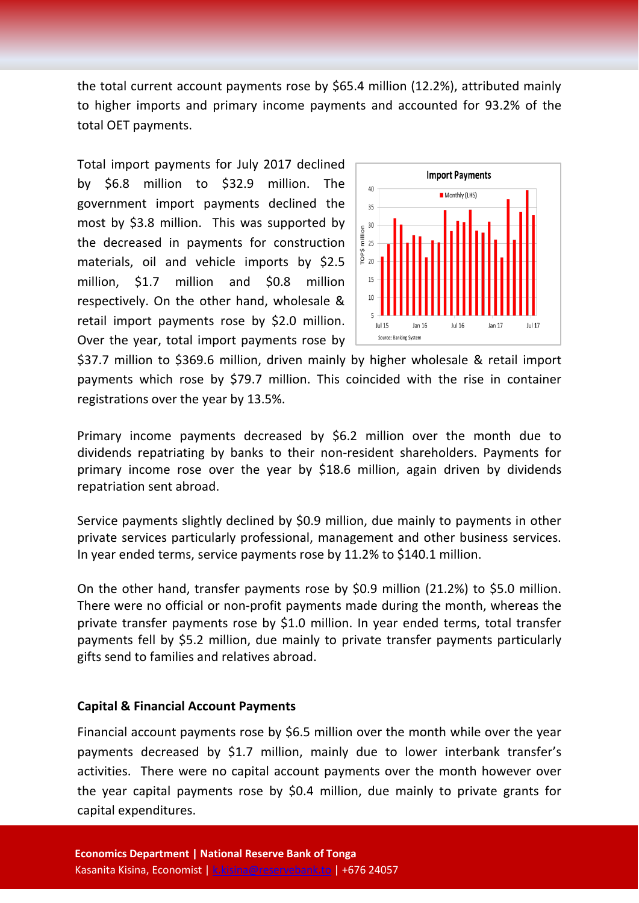the total current account payments rose by $65.4 million (12.2%), attributed mainly to higher imports and primary income payments and accounted for 93.2% of the total OET payments.

Total import payments for July 2017 declined by $6.8 million to $32.9 million. The government import payments declined the most by $3.8 million. This was supported by the decreased in payments for construction materials, oil and vehicle imports by $2.5 million, $1.7 million and $0.8 million respectively. On the other hand, wholesale & retail import payments rose by $2.0 million. Over the year, total import payments rose by $37.7 million to $369.6 million, driven mainly by higher wholesale & retail import payments which rose by $79.7 million. This coincided with the rise in container registrations over the year by 13.5%.

Primary income payments decreased by $6.2 million over the month due to dividends repatriating by banks to their non-resident shareholders. Payments for primary income rose over the year by $18.6 million, again driven by dividends repatriation sent abroad.

Service payments slightly declined by $0.9 million, due mainly to payments in other private services particularly professional, management and other business services. In year ended terms, service payments rose by 11.2% to $140.1 million.

On the other hand, transfer payments rose by $0.9 million (21.2%) to $5.0 million. There were no official or non-profit payments made during the month, whereas the private transfer payments rose by $1.0 million. In year ended terms, total transfer payments fell by $5.2 million, due mainly to private transfer payments particularly gifts send to families and relatives abroad.

**Capital & Financial Account Payments**

Financial account payments rose by $6.5 million over the month while over the year payments decreased by $1.7 million, mainly due to lower interbank transfer's activities. There were no capital account payments over the month however over the year capital payments rose by $0.4 million, due mainly to private grants for capital expenditures.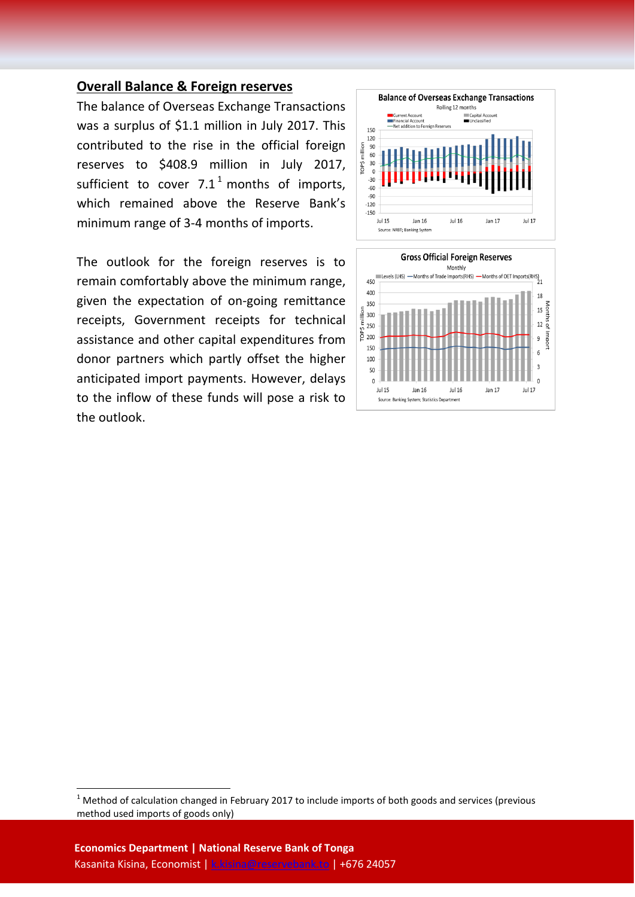## Overall Balance & Foreign reserves

The balance of Overseas Exchange Transactions was a surplus of $1.1 million in July 2017. This contributed to the rise in the official foreign reserves to $408.9 million in July 2017, sufficient to cover 7.1[1] months of imports, which remained above the Reserve Bank's minimum range of 3-4 months of imports.

The outlook for the foreign reserves is to remain comfortably above the minimum range, given the expectation of on-going remittance receipts, Government receipts for technical assistance and other capital expenditures from donor partners which partly offset the higher anticipated import payments. However, delays to the inflow of these funds will pose a risk to the outlook.

[1] Method of calculation changed in February 2017 to include imports of both goods and services (previous method used imports of goods only)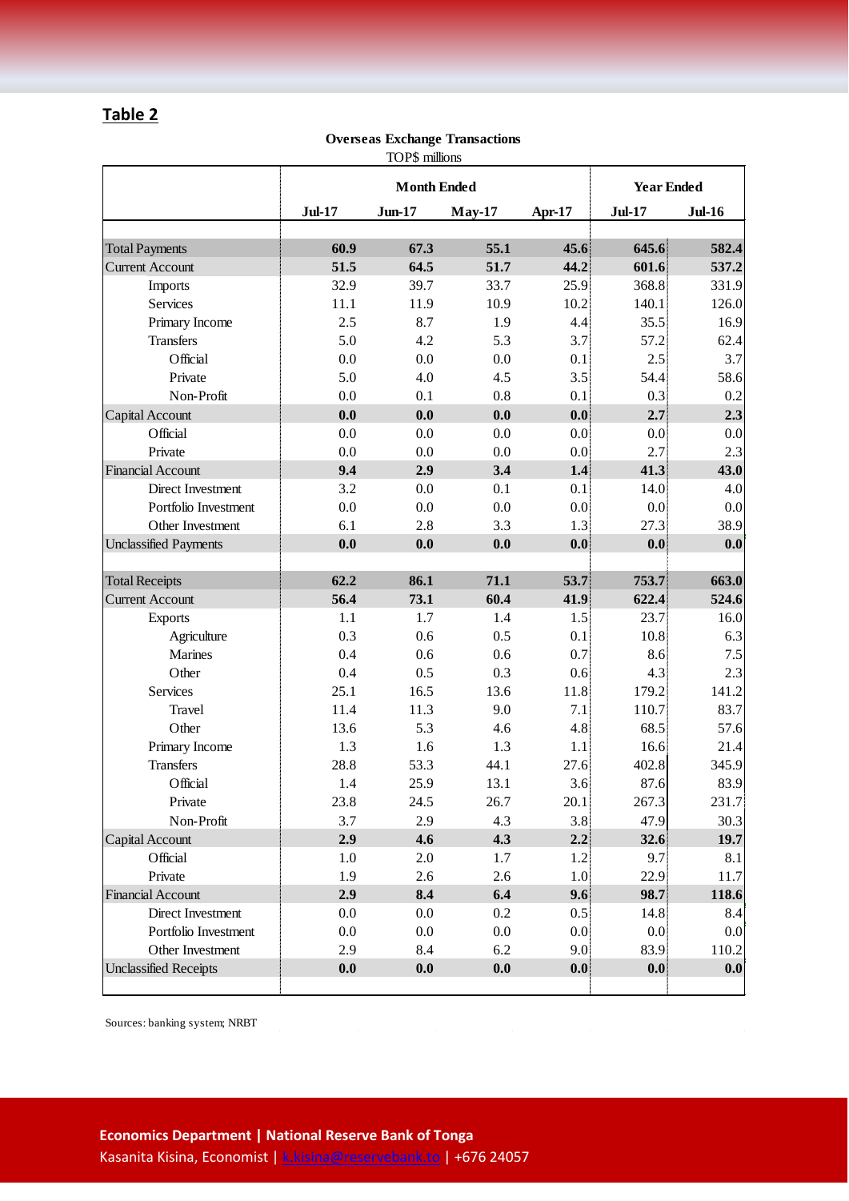## Table 2

**Overseas Exchange Transactions**
TOP$ millions

| | Month Ended | | | | Year Ended | |
|---|---|---|---|---|---|---|
| | **Jul-17** | **Jun-17** | **May-17** | **Apr-17** | **Jul-17** | **Jul-16** |
| Total Payments | **60.9** | **67.3** | **55.1** | **45.6** | **645.6** | **582.4** |
| Current Account | **51.5** | **64.5** | **51.7** | **44.2** | **601.6** | **537.2** |
| Imports | 32.9 | 39.7 | 33.7 | 25.9 | 368.8 | 331.9 |
| Services | 11.1 | 11.9 | 10.9 | 10.2 | 140.1 | 126.0 |
| Primary Income | 2.5 | 8.7 | 1.9 | 4.4 | 35.5 | 16.9 |
| Transfers | 5.0 | 4.2 | 5.3 | 3.7 | 57.2 | 62.4 |
| Official | 0.0 | 0.0 | 0.0 | 0.1 | 2.5 | 3.7 |
| Private | 5.0 | 4.0 | 4.5 | 3.5 | 54.4 | 58.6 |
| Non-Profit | 0.0 | 0.1 | 0.8 | 0.1 | 0.3 | 0.2 |
| Capital Account | **0.0** | **0.0** | **0.0** | **0.0** | **2.7** | **2.3** |
| Official | 0.0 | 0.0 | 0.0 | 0.0 | 0.0 | 0.0 |
| Private | 0.0 | 0.0 | 0.0 | 0.0 | 2.7 | 2.3 |
| Financial Account | **9.4** | **2.9** | **3.4** | **1.4** | **41.3** | **43.0** |
| Direct Investment | 3.2 | 0.0 | 0.1 | 0.1 | 14.0 | 4.0 |
| Portfolio Investment | 0.0 | 0.0 | 0.0 | 0.0 | 0.0 | 0.0 |
| Other Investment | 6.1 | 2.8 | 3.3 | 1.3 | 27.3 | 38.9 |
| Unclassified Payments | **0.0** | **0.0** | **0.0** | **0.0** | **0.0** | **0.0** |
| | | | | | | |
| Total Receipts | **62.2** | **86.1** | **71.1** | **53.7** | **753.7** | **663.0** |
| Current Account | **56.4** | **73.1** | **60.4** | **41.9** | **622.4** | **524.6** |
| Exports | 1.1 | 1.7 | 1.4 | 1.5 | 23.7 | 16.0 |
| Agriculture | 0.3 | 0.6 | 0.5 | 0.1 | 10.8 | 6.3 |
| Marines | 0.4 | 0.6 | 0.6 | 0.7 | 8.6 | 7.5 |
| Other | 0.4 | 0.5 | 0.3 | 0.6 | 4.3 | 2.3 |
| Services | 25.1 | 16.5 | 13.6 | 11.8 | 179.2 | 141.2 |
| Travel | 11.4 | 11.3 | 9.0 | 7.1 | 110.7 | 83.7 |
| Other | 13.6 | 5.3 | 4.6 | 4.8 | 68.5 | 57.6 |
| Primary Income | 1.3 | 1.6 | 1.3 | 1.1 | 16.6 | 21.4 |
| Transfers | 28.8 | 53.3 | 44.1 | 27.6 | 402.8 | 345.9 |
| Official | 1.4 | 25.9 | 13.1 | 3.6 | 87.6 | 83.9 |
| Private | 23.8 | 24.5 | 26.7 | 20.1 | 267.3 | 231.7 |
| Non-Profit | 3.7 | 2.9 | 4.3 | 3.8 | 47.9 | 30.3 |
| Capital Account | **2.9** | **4.6** | **4.3** | **2.2** | **32.6** | **19.7** |
| Official | 1.0 | 2.0 | 1.7 | 1.2 | 9.7 | 8.1 |
| Private | 1.9 | 2.6 | 2.6 | 1.0 | 22.9 | 11.7 |
| Financial Account | **2.9** | **8.4** | **6.4** | **9.6** | **98.7** | **118.6** |
| Direct Investment | 0.0 | 0.0 | 0.2 | 0.5 | 14.8 | 8.4 |
| Portfolio Investment | 0.0 | 0.0 | 0.0 | 0.0 | 0.0 | 0.0 |
| Other Investment | 2.9 | 8.4 | 6.2 | 9.0 | 83.9 | 110.2 |
| Unclassified Receipts | **0.0** | **0.0** | **0.0** | **0.0** | **0.0** | **0.0** |

Sources: banking system; NRBT

**Economics Department | National Reserve Bank of Tonga**
Kasanita Kisina, Economist | k.kisina@reservebank.to | +676 24057